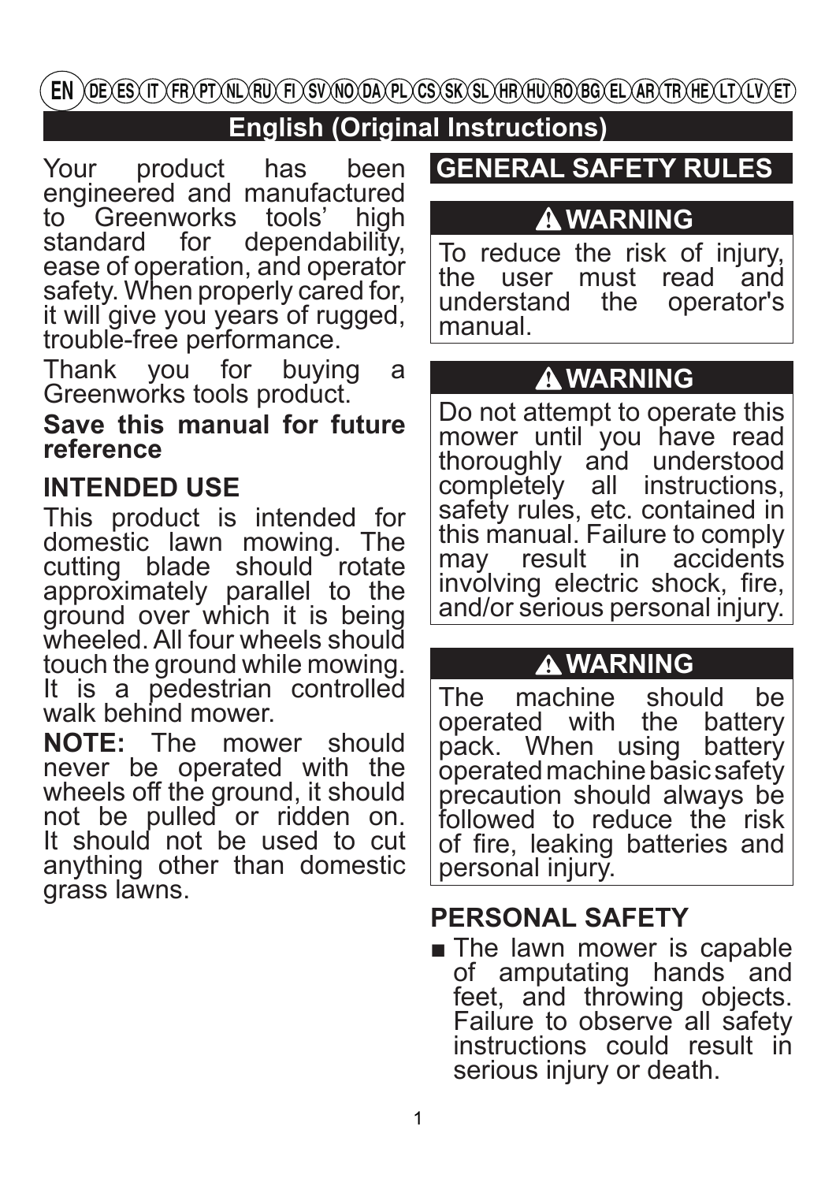EN DE ES IT FR PT NL RU FI SV NO DA PL CS SK SL HR HU RO BG EL AR TR HE LT LV ET

# English (Original Instructions)

Your product has been engineered and manufactured to Greenworks tools' high standard for dependability, ease of operation, and operator safety. When properly cared for, it will give you years of rugged, trouble-free performance.

Thank you for buying a Greenworks tools product.

**Save this manual for future reference**

## INTENDED USE

This product is intended for domestic lawn mowing. The cutting blade should rotate approximately parallel to the ground over which it is being wheeled. All four wheels should touch the ground while mowing. It is a pedestrian controlled walk behind mower.

**NOTE:** The mower should never be operated with the wheels off the ground, it should not be pulled or ridden on. It should not be used to cut anything other than domestic grass lawns.

## GENERAL SAFETY RULES

**⚠ WARNING**

To reduce the risk of injury, the user must read and understand the operator's manual.

**⚠ WARNING**

Do not attempt to operate this mower until you have read thoroughly and understood completely all instructions, safety rules, etc. contained in this manual. Failure to comply may result in accidents involving electric shock, fire, and/or serious personal injury.

**⚠ WARNING**

The machine should be operated with the battery pack. When using battery operated machine basic safety precaution should always be followed to reduce the risk of fire, leaking batteries and personal injury.

## PERSONAL SAFETY

- The lawn mower is capable of amputating hands and feet, and throwing objects. Failure to observe all safety instructions could result in serious injury or death.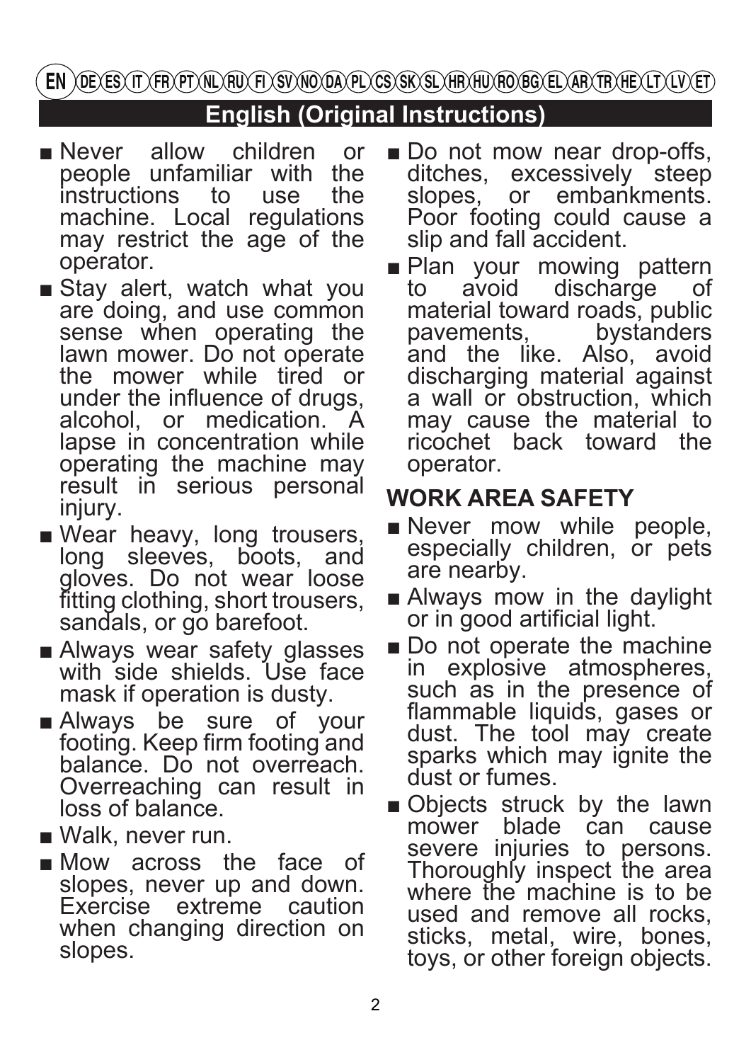EN DE ES IT FR PT NL RU FI SV NO DA PL CS SK SL HR HU RO BG EL AR TR HE LT LV ET

## English (Original Instructions)

- Never allow children or people unfamiliar with the instructions to use the machine. Local regulations may restrict the age of the operator.
- Stay alert, watch what you are doing, and use common sense when operating the lawn mower. Do not operate the mower while tired or under the influence of drugs, alcohol, or medication. A lapse in concentration while operating the machine may result in serious personal injury.
- Wear heavy, long trousers, long sleeves, boots, and gloves. Do not wear loose fitting clothing, short trousers, sandals, or go barefoot.
- Always wear safety glasses with side shields. Use face mask if operation is dusty.
- Always be sure of your footing. Keep firm footing and balance. Do not overreach. Overreaching can result in loss of balance.
- Walk, never run.
- Mow across the face of slopes, never up and down. Exercise extreme caution when changing direction on slopes.
- Do not mow near drop-offs, ditches, excessively steep slopes, or embankments. Poor footing could cause a slip and fall accident.
- Plan your mowing pattern to avoid discharge of material toward roads, public pavements, bystanders and the like. Also, avoid discharging material against a wall or obstruction, which may cause the material to ricochet back toward the operator.

### WORK AREA SAFETY

- Never mow while people, especially children, or pets are nearby.
- Always mow in the daylight or in good artificial light.
- Do not operate the machine in explosive atmospheres, such as in the presence of flammable liquids, gases or dust. The tool may create sparks which may ignite the dust or fumes.
- Objects struck by the lawn mower blade can cause severe injuries to persons. Thoroughly inspect the area where the machine is to be used and remove all rocks, sticks, metal, wire, bones, toys, or other foreign objects.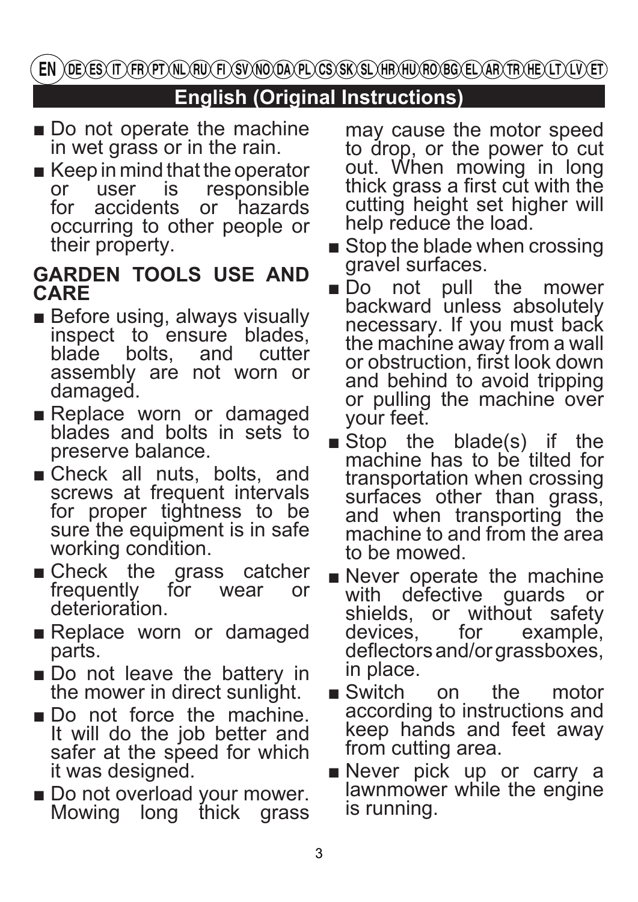## English (Original Instructions)

- Do not operate the machine in wet grass or in the rain.
- Keep in mind that the operator or user is responsible for accidents or hazards occurring to other people or their property.

**GARDEN TOOLS USE AND CARE**

- Before using, always visually inspect to ensure blades, blade bolts, and cutter assembly are not worn or damaged.
- Replace worn or damaged blades and bolts in sets to preserve balance.
- Check all nuts, bolts, and screws at frequent intervals for proper tightness to be sure the equipment is in safe working condition.
- Check the grass catcher frequently for wear or deterioration.
- Replace worn or damaged parts.
- Do not leave the battery in the mower in direct sunlight.
- Do not force the machine. It will do the job better and safer at the speed for which it was designed.
- Do not overload your mower. Mowing long thick grass may cause the motor speed to drop, or the power to cut out. When mowing in long thick grass a first cut with the cutting height set higher will help reduce the load.
- Stop the blade when crossing gravel surfaces.
- Do not pull the mower backward unless absolutely necessary. If you must back the machine away from a wall or obstruction, first look down and behind to avoid tripping or pulling the machine over your feet.
- Stop the blade(s) if the machine has to be tilted for transportation when crossing surfaces other than grass, and when transporting the machine to and from the area to be mowed.
- Never operate the machine with defective guards or shields, or without safety devices, for example, deflectors and/or grassboxes, in place.
- Switch on the motor according to instructions and keep hands and feet away from cutting area.
- Never pick up or carry a lawnmower while the engine is running.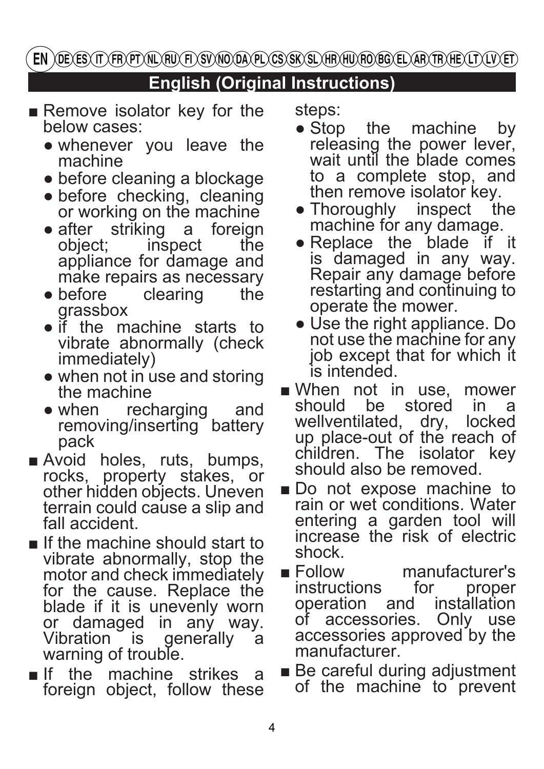EN DE ES IT FR PT NL RU FI SV NO DA PL CS SK SL HR HU RO BG EL AR TR HE LT LV ET

## English (Original Instructions)

- Remove isolator key for the below cases:
  - whenever you leave the machine
  - before cleaning a blockage
  - before checking, cleaning or working on the machine
  - after striking a foreign object; inspect the appliance for damage and make repairs as necessary
  - before clearing the grassbox
  - if the machine starts to vibrate abnormally (check immediately)
  - when not in use and storing the machine
  - when recharging and removing/inserting battery pack
- Avoid holes, ruts, bumps, rocks, property stakes, or other hidden objects. Uneven terrain could cause a slip and fall accident.
- If the machine should start to vibrate abnormally, stop the motor and check immediately for the cause. Replace the blade if it is unevenly worn or damaged in any way. Vibration is generally a warning of trouble.
- If the machine strikes a foreign object, follow these steps:
  - Stop the machine by releasing the power lever, wait until the blade comes to a complete stop, and then remove isolator key.
  - Thoroughly inspect the machine for any damage.
  - Replace the blade if it is damaged in any way. Repair any damage before restarting and continuing to operate the mower.
  - Use the right appliance. Do not use the machine for any job except that for which it is intended.
- When not in use, mower should be stored in a wellventilated, dry, locked up place-out of the reach of children. The isolator key should also be removed.
- Do not expose machine to rain or wet conditions. Water entering a garden tool will increase the risk of electric shock.
- Follow manufacturer's instructions for proper operation and installation of accessories. Only use accessories approved by the manufacturer.
- Be careful during adjustment of the machine to prevent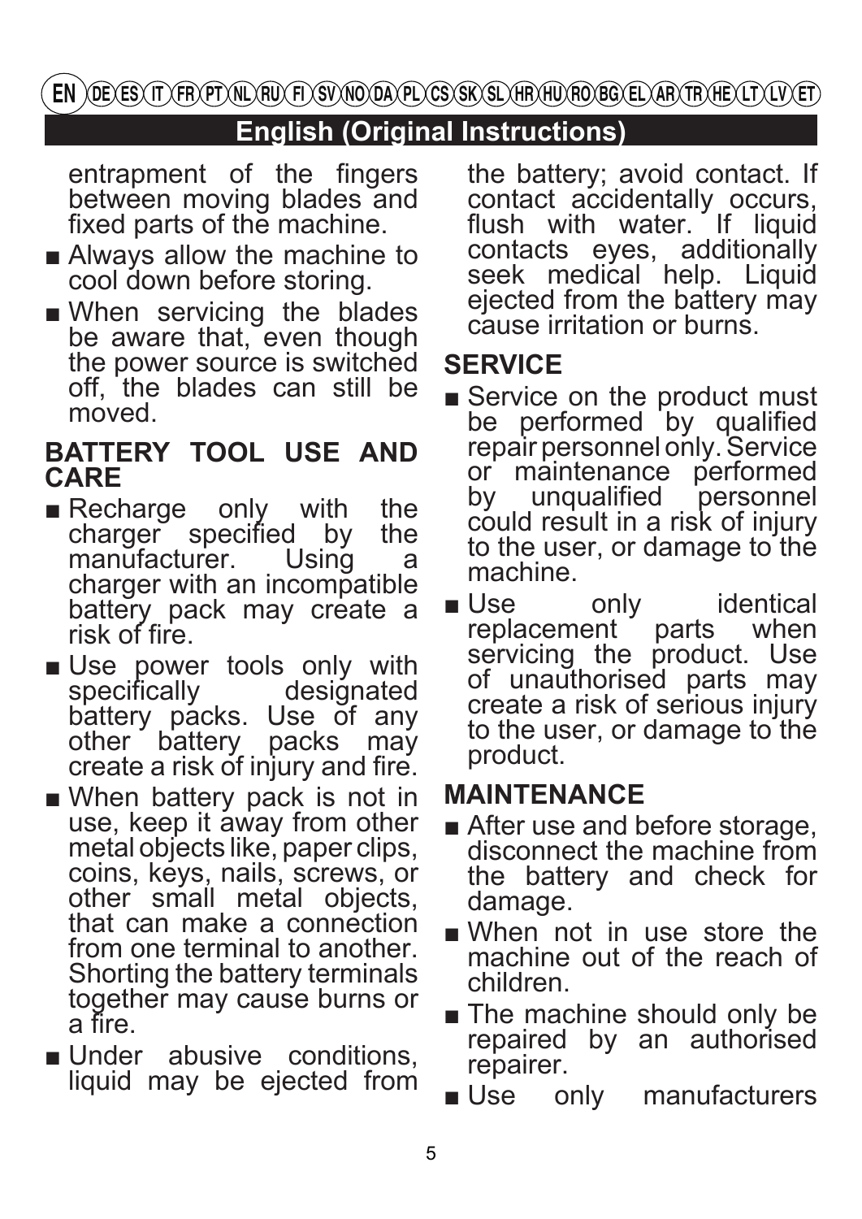entrapment of the fingers between moving blades and fixed parts of the machine.

- Always allow the machine to cool down before storing.
- When servicing the blades be aware that, even though the power source is switched off, the blades can still be moved.

## BATTERY TOOL USE AND CARE

- Recharge only with the charger specified by the manufacturer. Using a charger with an incompatible battery pack may create a risk of fire.
- Use power tools only with specifically designated battery packs. Use of any other battery packs may create a risk of injury and fire.
- When battery pack is not in use, keep it away from other metal objects like, paper clips, coins, keys, nails, screws, or other small metal objects, that can make a connection from one terminal to another. Shorting the battery terminals together may cause burns or a fire.
- Under abusive conditions, liquid may be ejected from the battery; avoid contact. If contact accidentally occurs, flush with water. If liquid contacts eyes, additionally seek medical help. Liquid ejected from the battery may cause irritation or burns.

## SERVICE

- Service on the product must be performed by qualified repair personnel only. Service or maintenance performed by unqualified personnel could result in a risk of injury to the user, or damage to the machine.
- Use only identical replacement parts when servicing the product. Use of unauthorised parts may create a risk of serious injury to the user, or damage to the product.

## MAINTENANCE

- After use and before storage, disconnect the machine from the battery and check for damage.
- When not in use store the machine out of the reach of children.
- The machine should only be repaired by an authorised repairer.
- Use only manufacturers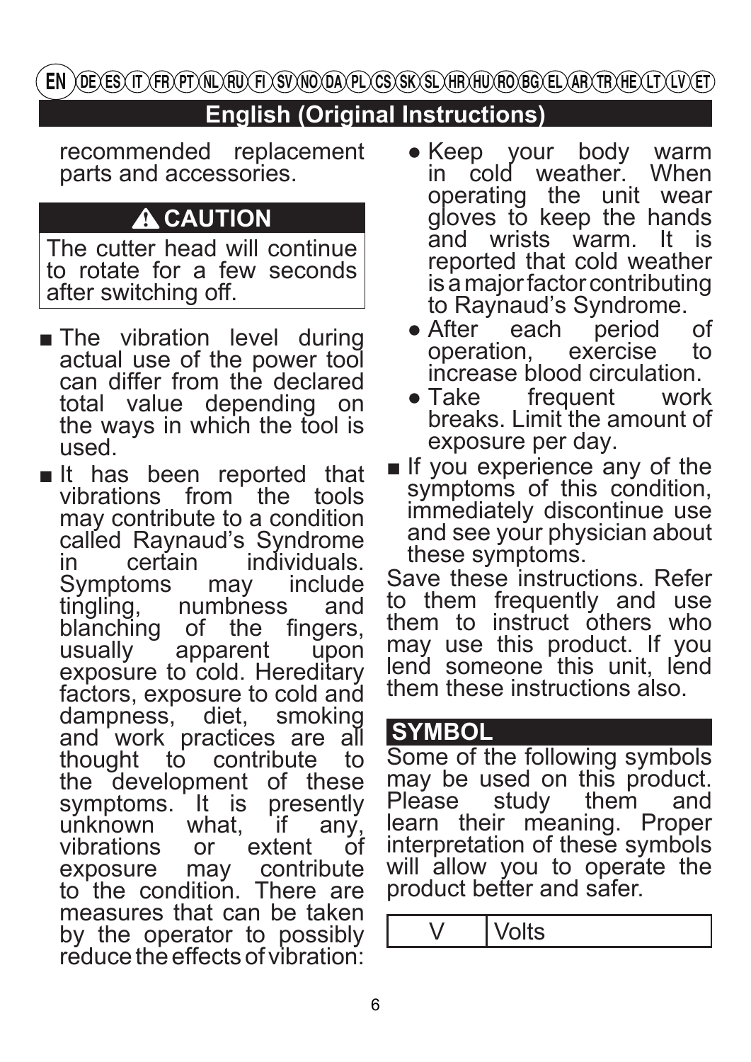EN DE ES IT FR PT NL RU FI SV NO DA PL CS SK SL HR HU RO BG EL AR TR HE LT LV ET

## English (Original Instructions)

recommended replacement parts and accessories.

> **⚠ CAUTION**
>
> The cutter head will continue to rotate for a few seconds after switching off.

- The vibration level during actual use of the power tool can differ from the declared total value depending on the ways in which the tool is used.
- It has been reported that vibrations from the tools may contribute to a condition called Raynaud's Syndrome in certain individuals. Symptoms may include tingling, numbness and blanching of the fingers, usually apparent upon exposure to cold. Hereditary factors, exposure to cold and dampness, diet, smoking and work practices are all thought to contribute to the development of these symptoms. It is presently unknown what, if any, vibrations or extent of exposure may contribute to the condition. There are measures that can be taken by the operator to possibly reduce the effects of vibration:
  - Keep your body warm in cold weather. When operating the unit wear gloves to keep the hands and wrists warm. It is reported that cold weather is a major factor contributing to Raynaud's Syndrome.
  - After each period of operation, exercise to increase blood circulation.
  - Take frequent work breaks. Limit the amount of exposure per day.
- If you experience any of the symptoms of this condition, immediately discontinue use and see your physician about these symptoms.

Save these instructions. Refer to them frequently and use them to instruct others who may use this product. If you lend someone this unit, lend them these instructions also.

## SYMBOL

Some of the following symbols may be used on this product. Please study them and learn their meaning. Proper interpretation of these symbols will allow you to operate the product better and safer.

| V | Volts |
|---|---|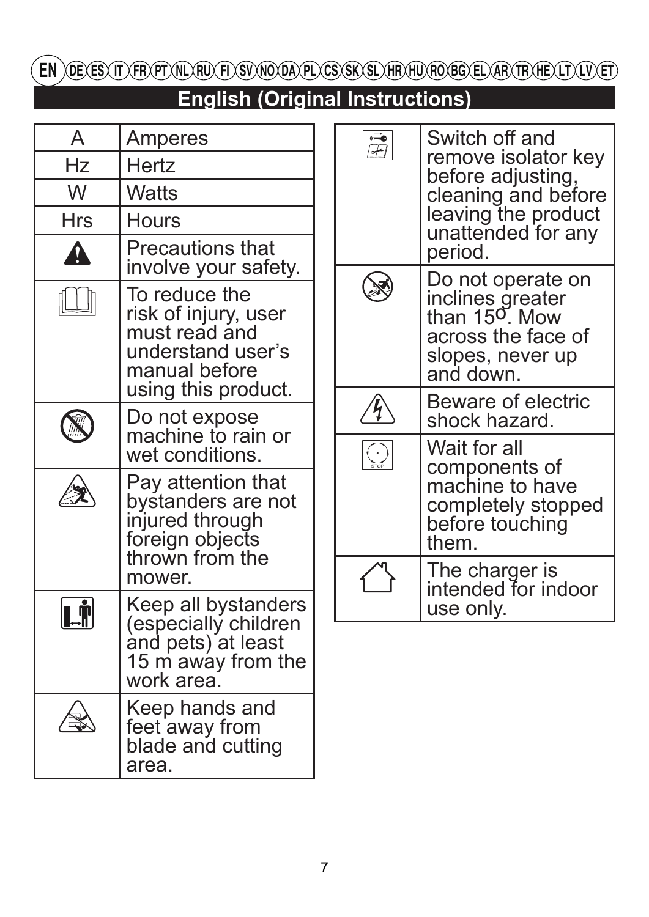EN DE ES IT FR PT NL RU FI SV NO DA PL CS SK SL HR HU RO BG EL AR TR HE LT LV ET

## English (Original Instructions)

| Symbol | Meaning |
|---|---|
| A | Amperes |
| Hz | Hertz |
| W | Watts |
| Hrs | Hours |
| | Precautions that involve your safety. |
| | To reduce the risk of injury, user must read and understand user's manual before using this product. |
| | Do not expose machine to rain or wet conditions. |
| | Pay attention that bystanders are not injured through foreign objects thrown from the mower. |
| | Keep all bystanders (especially children and pets) at least 15 m away from the work area. |
| | Keep hands and feet away from blade and cutting area. |
| | Switch off and remove isolator key before adjusting, cleaning and before leaving the product unattended for any period. |
| | Do not operate on inclines greater than 15º. Mow across the face of slopes, never up and down. |
| | Beware of electric shock hazard. |
| | Wait for all components of machine to have completely stopped before touching them. |
| | The charger is intended for indoor use only. |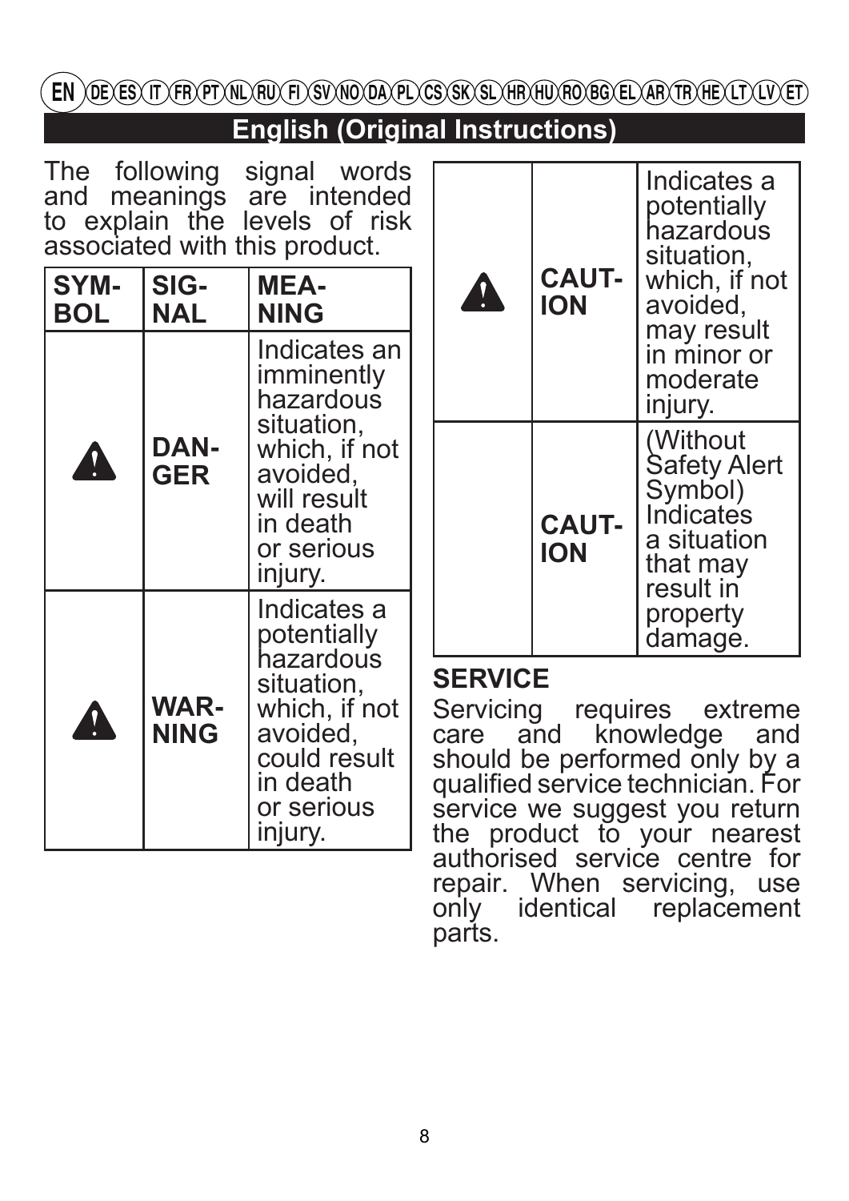EN DE ES IT FR PT NL RU FI SV NO DA PL CS SK SL HR HU RO BG EL AR TR HE LT LV ET

## English (Original Instructions)

The following signal words and meanings are intended to explain the levels of risk associated with this product.

| SYMBOL | SIGNAL | MEANING |
|---|---|---|
| ⚠ | DANGER | Indicates an imminently hazardous situation, which, if not avoided, will result in death or serious injury. |
| ⚠ | WARNING | Indicates a potentially hazardous situation, which, if not avoided, could result in death or serious injury. |
| ⚠ | CAUTION | Indicates a potentially hazardous situation, which, if not avoided, may result in minor or moderate injury. |
| | CAUTION | (Without Safety Alert Symbol) Indicates a situation that may result in property damage. |

### SERVICE

Servicing requires extreme care and knowledge and should be performed only by a qualified service technician. For service we suggest you return the product to your nearest authorised service centre for repair. When servicing, use only identical replacement parts.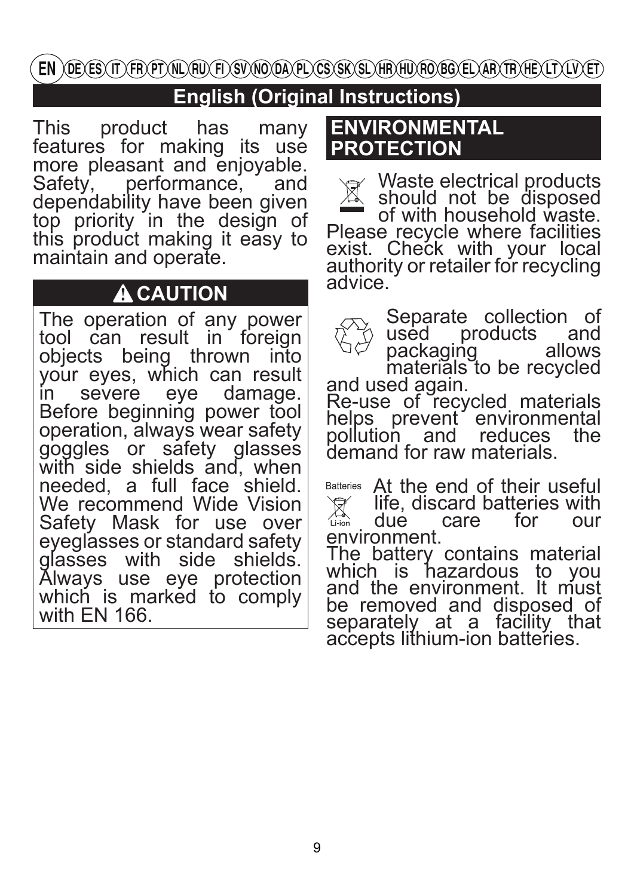EN DE ES IT FR PT NL RU FI SV NO DA PL CS SK SL HR HU RO BG EL AR TR HE LT LV ET

## English (Original Instructions)

This product has many features for making its use more pleasant and enjoyable. Safety, performance, and dependability have been given top priority in the design of this product making it easy to maintain and operate.

### ⚠ CAUTION

The operation of any power tool can result in foreign objects being thrown into your eyes, which can result in severe eye damage. Before beginning power tool operation, always wear safety goggles or safety glasses with side shields and, when needed, a full face shield. We recommend Wide Vision Safety Mask for use over eyeglasses or standard safety glasses with side shields. Always use eye protection which is marked to comply with EN 166.

## ENVIRONMENTAL PROTECTION

Waste electrical products should not be disposed of with household waste. Please recycle where facilities exist. Check with your local authority or retailer for recycling advice.

Separate collection of used products and packaging allows materials to be recycled and used again. Re-use of recycled materials helps prevent environmental pollution and reduces the demand for raw materials.

Batteries

Li-ion

At the end of their useful life, discard batteries with due care for our environment. The battery contains material which is hazardous to you and the environment. It must be removed and disposed of separately at a facility that accepts lithium-ion batteries.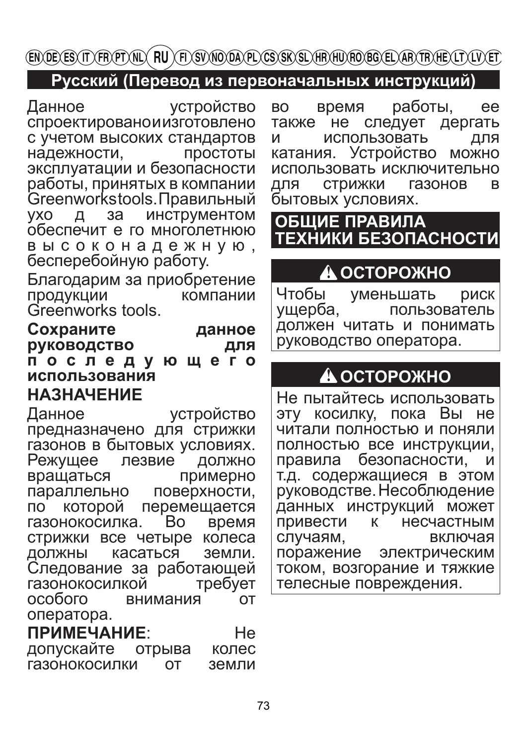EN DE ES IT FR PT NL **RU** FI SV NO DA PL CS SK SL HR HU RO BG EL AR TR HE LT LV ET

## Русский (Перевод из первоначальных инструкций)

Данное устройство спроектированоиизготовлено с учетом высоких стандартов надежности, простоты эксплуатации и безопасности работы, принятых в компании Greenworkstools.Правильный уход за инструментом обеспечит его многолетнюю высоконадежную, бесперебойную работу.

Благодарим за приобретение продукции компании Greenworks tools.

**Сохраните данное руководство для последующего использования**

### НАЗНАЧЕНИЕ

Данное устройство предназначено для стрижки газонов в бытовых условиях. Режущее лезвие должно вращаться примерно параллельно поверхности, по которой перемещается газонокосилка. Во время стрижки все четыре колеса должны касаться земли. Следование за работающей газонокосилкой требует особого внимания от оператора.

**ПРИМЕЧАНИЕ**: Не допускайте отрыва колес газонокосилки от земли во время работы, ее также не следует дергать и использовать для катания. Устройство можно использовать исключительно для стрижки газонов в бытовых условиях.

## ОБЩИЕ ПРАВИЛА ТЕХНИКИ БЕЗОПАСНОСТИ

### ⚠ ОСТОРОЖНО

Чтобы уменьшать риск ущерба, пользователь должен читать и понимать руководство оператора.

### ⚠ ОСТОРОЖНО

Не пытайтесь использовать эту косилку, пока Вы не читали полностью и поняли полностью все инструкции, правила безопасности, и т.д. содержащиеся в этом руководстве.Несоблюдение данных инструкций может привести к несчастным случаям, включая поражение электрическим током, возгорание и тяжкие телесные повреждения.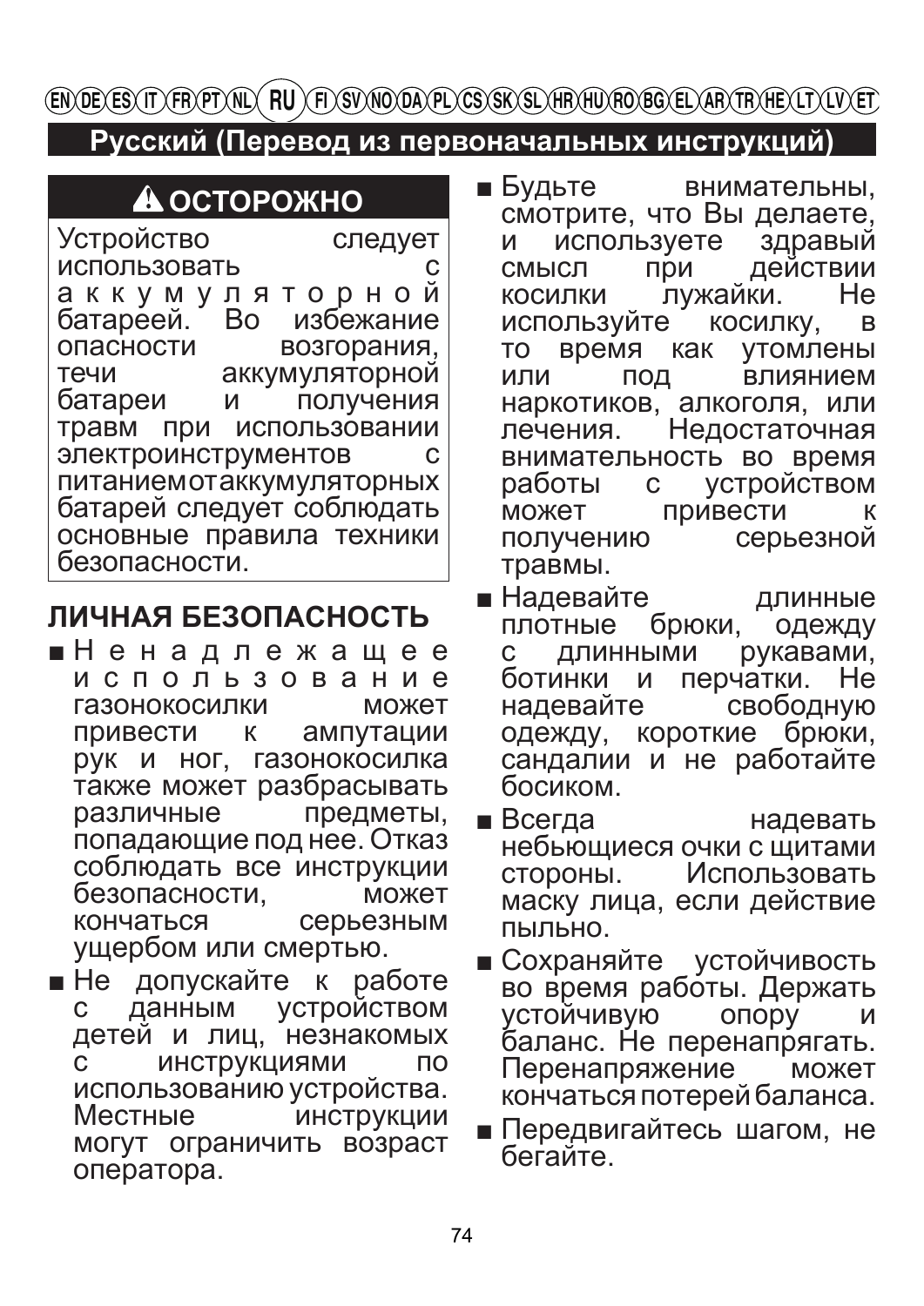EN DE ES IT FR PT NL **RU** FI SV NO DA PL CS SK SL HR HU RO BG EL AR TR HE LT LV ET

## Русский (Перевод из первоначальных инструкций)

### ⚠ ОСТОРОЖНО

Устройство следует использовать с аккумуляторной батареей. Во избежание опасности возгорания, течи аккумуляторной батареи и получения травм при использовании электроинструментов с питанием от аккумуляторных батарей следует соблюдать основные правила техники безопасности.

## ЛИЧНАЯ БЕЗОПАСНОСТЬ

- Ненадлежащее использование газонокосилки может привести к ампутации рук и ног, газонокосилка также может разбрасывать различные предметы, попадающие под нее. Отказ соблюдать все инструкции безопасности, может кончаться серьезным ущербом или смертью.
- Не допускайте к работе с данным устройством детей и лиц, незнакомых с инструкциями по использованию устройства. Местные инструкции могут ограничить возраст оператора.
- Будьте внимательны, смотрите, что Вы делаете, и используете здравый смысл при действии косилки лужайки. Не используйте косилку, в то время как утомлены или под влиянием наркотиков, алкоголя, или лечения. Недостаточная внимательность во время работы с устройством может привести к получению серьезной травмы.
- Надевайте длинные плотные брюки, одежду с длинными рукавами, ботинки и перчатки. Не надевайте свободную одежду, короткие брюки, сандалии и не работайте босиком.
- Всегда надевать небьющиеся очки с щитами стороны. Использовать маску лица, если действие пыльно.
- Сохраняйте устойчивость во время работы. Держать устойчивую опору и баланс. Не перенапрягать. Перенапряжение может кончаться потерей баланса.
- Передвигайтесь шагом, не бегайте.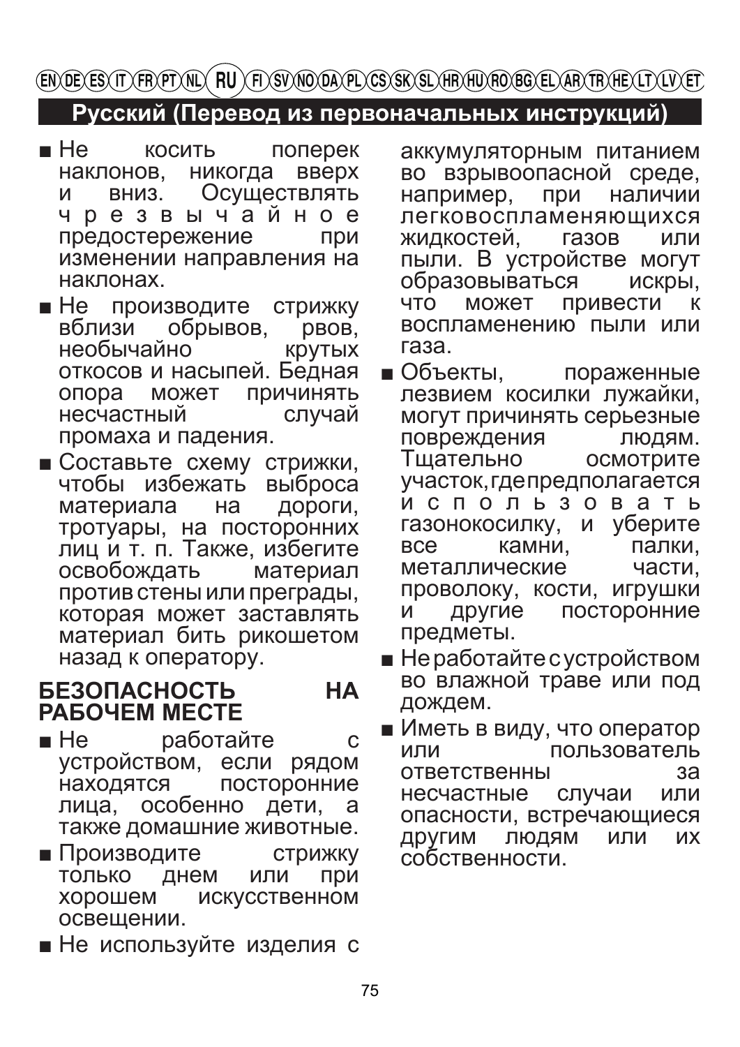## Русский (Перевод из первоначальных инструкций)

- Не косить поперек наклонов, никогда вверх и вниз. Осуществлять чрезвычайное предостережение при изменении направления на наклонах.
- Не производите стрижку вблизи обрывов, рвов, необычайно крутых откосов и насыпей. Бедная опора может причинять несчастный случай промаха и падения.
- Составьте схему стрижки, чтобы избежать выброса материала на дороги, тротуары, на посторонних лиц и т. п. Также, избегите освобождать материал против стены или преграды, которая может заставлять материал бить рикошетом назад к оператору.

### БЕЗОПАСНОСТЬ НА РАБОЧЕМ МЕСТЕ

- Не работайте с устройством, если рядом находятся посторонние лица, особенно дети, а также домашние животные.
- Производите стрижку только днем или при хорошем искусственном освещении.
- Не используйте изделия с аккумуляторным питанием во взрывоопасной среде, например, при наличии легковоспламеняющихся жидкостей, газов или пыли. В устройстве могут образовываться искры, что может привести к воспламенению пыли или газа.
- Объекты, пораженные лезвием косилки лужайки, могут причинять серьезные повреждения людям. Тщательно осмотрите участок, где предполагается использовать газонокосилку, и уберите все камни, палки, металлические части, проволоку, кости, игрушки и другие посторонние предметы.
- Не работайте с устройством во влажной траве или под дождем.
- Иметь в виду, что оператор или пользователь ответственны за несчастные случаи или опасности, встречающиеся другим людям или их собственности.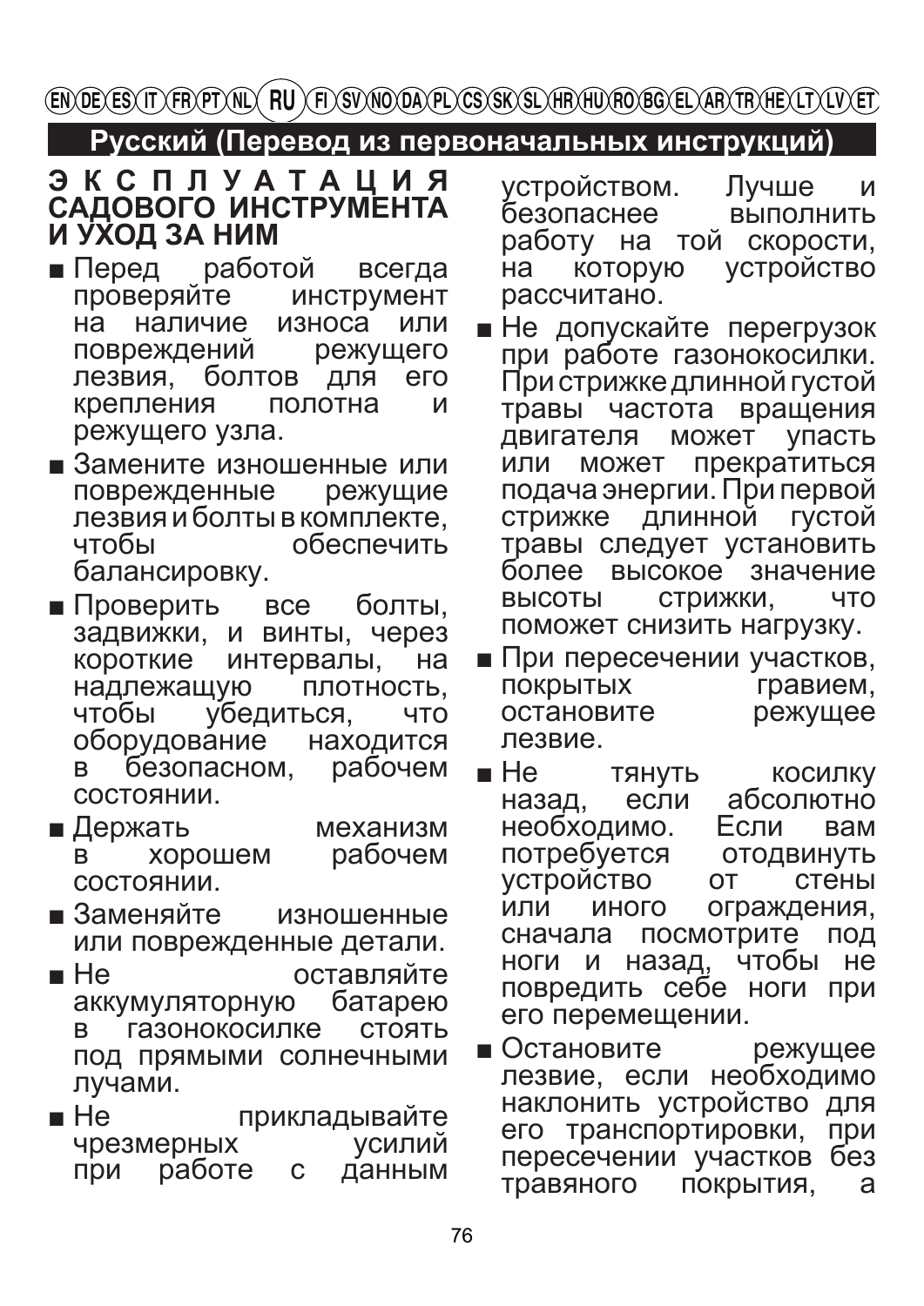EN DE ES IT FR PT NL **RU** FI SV NO DA PL CS SK SL HR HU RO BG EL AR TR HE LT LV ET

## Русский (Перевод из первоначальных инструкций)

### ЭКСПЛУАТАЦИЯ САДОВОГО ИНСТРУМЕНТА И УХОД ЗА НИМ

- Перед работой всегда проверяйте инструмент на наличие износа или повреждений режущего лезвия, болтов для его крепления полотна и режущего узла.
- Замените изношенные или поврежденные режущие лезвия и болты в комплекте, чтобы обеспечить балансировку.
- Проверить все болты, задвижки, и винты, через короткие интервалы, на надлежащую плотность, чтобы убедиться, что оборудование находится в безопасном, рабочем состоянии.
- Держать механизм в хорошем рабочем состоянии.
- Заменяйте изношенные или поврежденные детали.
- Не оставляйте аккумуляторную батарею в газонокосилке стоять под прямыми солнечными лучами.
- Не прикладывайте чрезмерных усилий при работе с данным устройством. Лучше и безопаснее выполнить работу на той скорости, на которую устройство рассчитано.
- Не допускайте перегрузок при работе газонокосилки. При стрижке длинной густой травы частота вращения двигателя может упасть или может прекратиться подача энергии. При первой стрижке длинной густой травы следует установить более высокое значение высоты стрижки, что поможет снизить нагрузку.
- При пересечении участков, покрытых гравием, остановите режущее лезвие.
- Не тянуть косилку назад, если абсолютно необходимо. Если вам потребуется отодвинуть устройство от стены или иного ограждения, сначала посмотрите под ноги и назад, чтобы не повредить себе ноги при его перемещении.
- Остановите режущее лезвие, если необходимо наклонить устройство для его транспортировки, при пересечении участков без травяного покрытия, а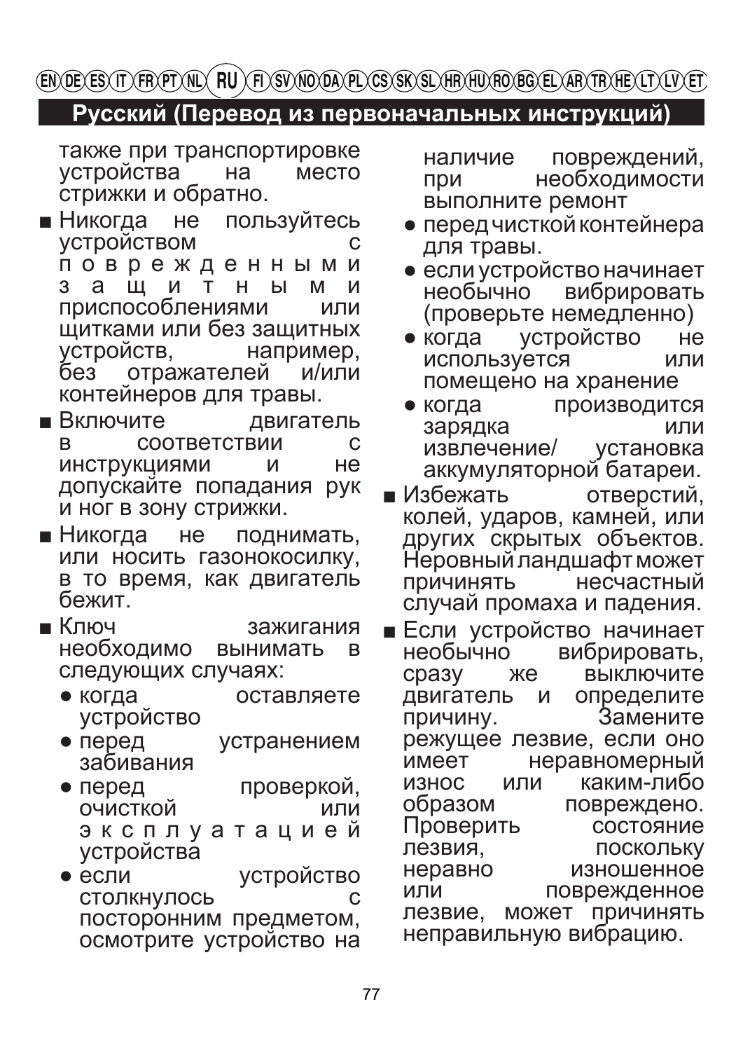## Русский (Перевод из первоначальных инструкций)

также при транспортировке устройства на место стрижки и обратно.

- Никогда не пользуйтесь устройством с поврежденными защитными приспособлениями или щитками или без защитных устройств, например, без отражателей и/или контейнеров для травы.
- Включите двигатель в соответствии с инструкциями и не допускайте попадания рук и ног в зону стрижки.
- Никогда не поднимать, или носить газонокосилку, в то время, как двигатель бежит.
- Ключ зажигания необходимо вынимать в следующих случаях:
  - когда оставляете устройство
  - перед устранением забивания
  - перед проверкой, очисткой или эксплуатацией устройства
  - если устройство столкнулось с посторонним предметом, осмотрите устройство на наличие повреждений, при необходимости выполните ремонт
  - перед чисткой контейнера для травы.
  - если устройство начинает необычно вибрировать (проверьте немедленно)
  - когда устройство не используется или помещено на хранение
  - когда производится зарядка или извлечение/ установка аккумуляторной батареи.
- Избежать отверстий, колей, ударов, камней, или других скрытых объектов. Неровный ландшафт может причинять несчастный случай промаха и падения.
- Если устройство начинает необычно вибрировать, сразу же выключите двигатель и определите причину. Замените режущее лезвие, если оно имеет неравномерный износ или каким-либо образом повреждено. Проверить состояние лезвия, поскольку неравно изношенное или поврежденное лезвие, может причинять неправильную вибрацию.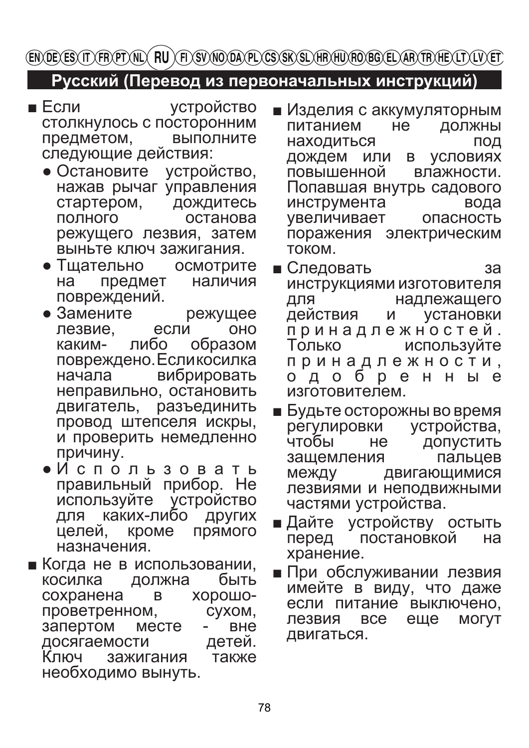## Русский (Перевод из первоначальных инструкций)

- Если устройство столкнулось с посторонним предметом, выполните следующие действия:
  - Остановите устройство, нажав рычаг управления стартером, дождитесь полного останова режущего лезвия, затем выньте ключ зажигания.
  - Тщательно осмотрите на предмет наличия повреждений.
  - Замените режущее лезвие, если оно каким- либо образом повреждено.Есликосилка начала вибрировать неправильно, остановить двигатель, разъединить провод штепселя искры, и проверить немедленно причину.
  - Использовать правильный прибор. Не используйте устройство для каких-либо других целей, кроме прямого назначения.
- Когда не в использовании, косилка должна быть сохранена в хорошо-проветренном, сухом, запертом месте - вне досягаемости детей. Ключ зажигания также необходимо вынуть.
- Изделия с аккумуляторным питанием не должны находиться под дождем или в условиях повышенной влажности. Попавшая внутрь садового инструмента вода увеличивает опасность поражения электрическим током.
- Следовать за инструкциями изготовителя для надлежащего действия и установки принадлежностей. Только используйте принадлежности, одобренные изготовителем.
- Будьте осторожны во время регулировки устройства, чтобы не допустить защемления пальцев между двигающимися лезвиями и неподвижными частями устройства.
- Дайте устройству остыть перед постановкой на хранение.
- При обслуживании лезвия имейте в виду, что даже если питание выключено, лезвия все еще могут двигаться.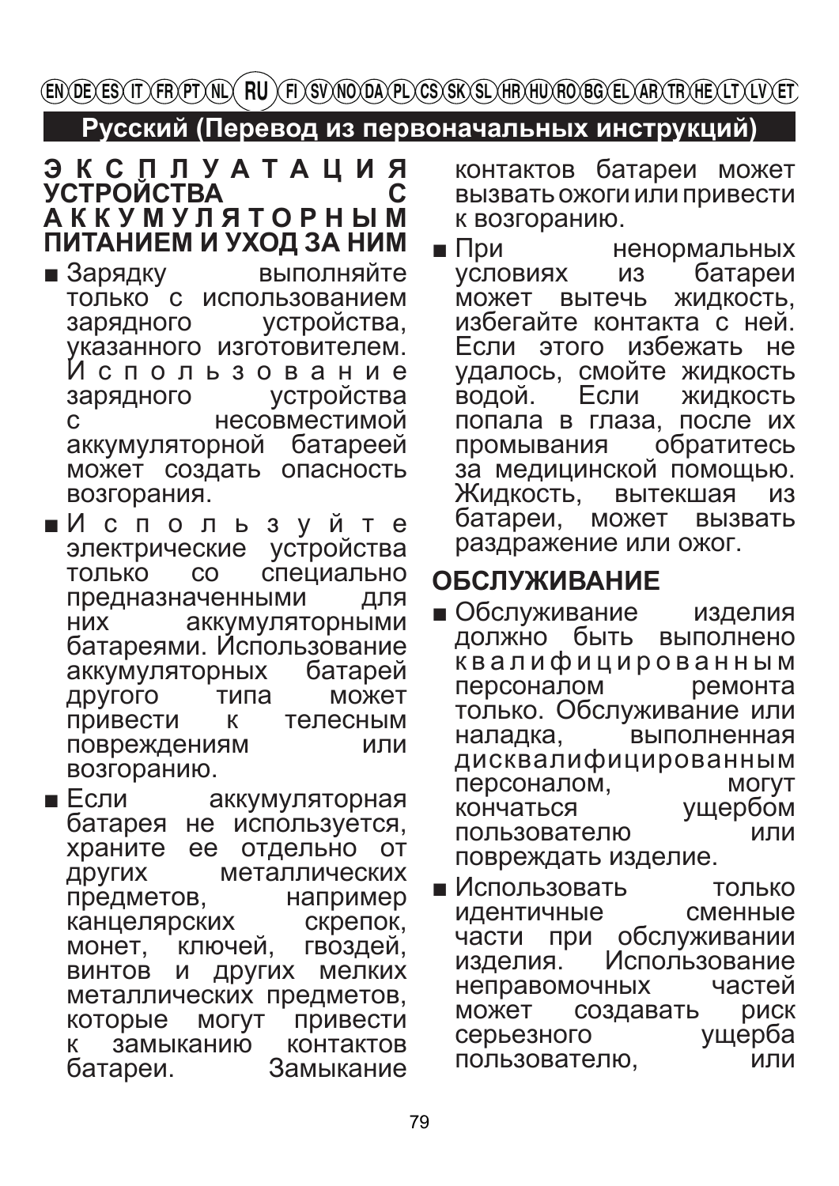EN DE ES IT FR PT NL **RU** FI SV NO DA PL CS SK SL HR HU RO BG EL AR TR HE LT LV ET

## Русский (Перевод из первоначальных инструкций)

### ЭКСПЛУАТАЦИЯ УСТРОЙСТВА С АККУМУЛЯТОРНЫМ ПИТАНИЕМ И УХОД ЗА НИМ

- Зарядку выполняйте только с использованием зарядного устройства, указанного изготовителем. Использование зарядного устройства с несовместимой аккумуляторной батареей может создать опасность возгорания.
- Используйте электрические устройства только со специально предназначенными для них аккумуляторными батареями. Использование аккумуляторных батарей другого типа может привести к телесным повреждениям или возгоранию.
- Если аккумуляторная батарея не используется, храните ее отдельно от других металлических предметов, например канцелярских скрепок, монет, ключей, гвоздей, винтов и других мелких металлических предметов, которые могут привести к замыканию контактов батареи. Замыкание контактов батареи может вызвать ожоги или привести к возгоранию.
- При ненормальных условиях из батареи может вытечь жидкость, избегайте контакта с ней. Если этого избежать не удалось, смойте жидкость водой. Если жидкость попала в глаза, после их промывания обратитесь за медицинской помощью. Жидкость, вытекшая из батареи, может вызвать раздражение или ожог.

### ОБСЛУЖИВАНИЕ

- Обслуживание изделия должно быть выполнено квалифицированным персоналом ремонта только. Обслуживание или наладка, выполненная дисквалифицированным персоналом, могут кончаться ущербом пользователю или повреждать изделие.
- Использовать только идентичные сменные части при обслуживании изделия. Использование неправомочных частей может создавать риск серьезного ущерба пользователю, или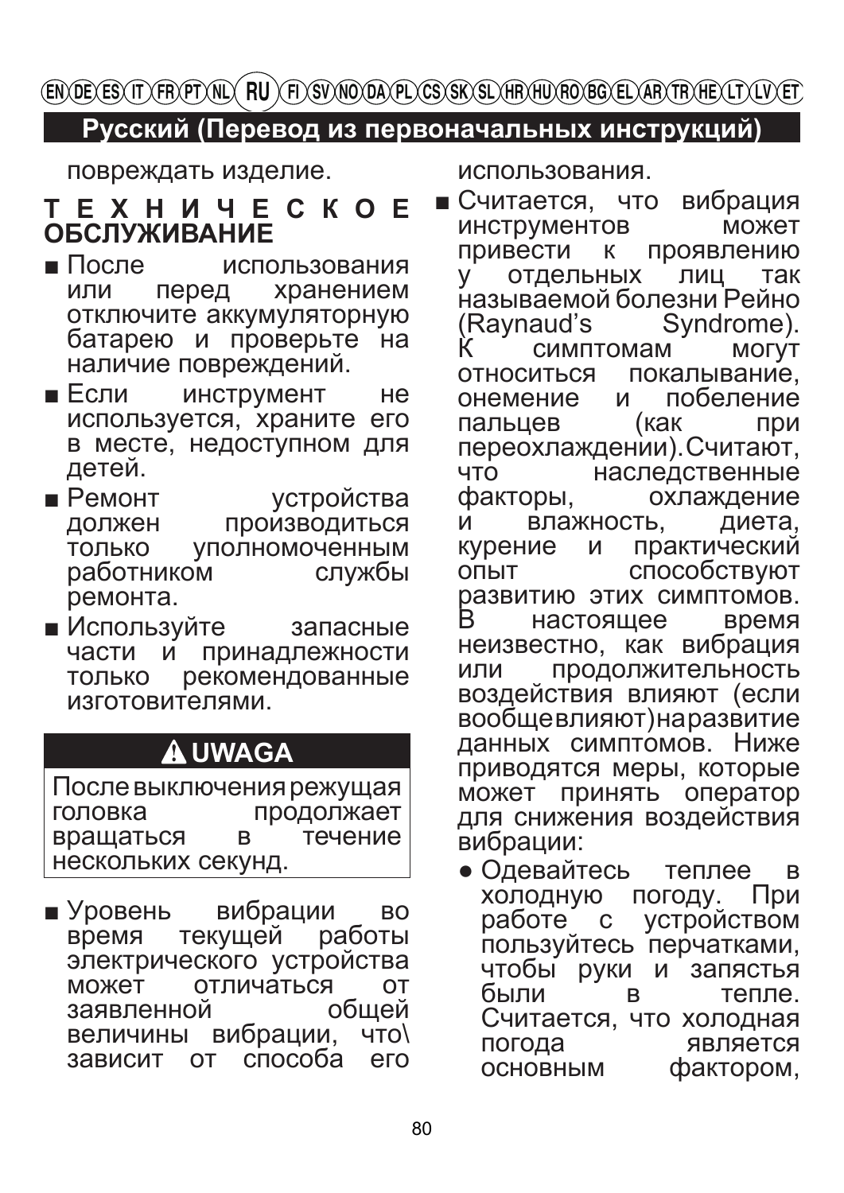повреждать изделие.

## ТЕХНИЧЕСКОЕ ОБСЛУЖИВАНИЕ

- После использования или перед хранением отключите аккумуляторную батарею и проверьте на наличие повреждений.
- Если инструмент не используется, храните его в месте, недоступном для детей.
- Ремонт устройства должен производиться только уполномоченным работником службы ремонта.
- Используйте запасные части и принадлежности только рекомендованные изготовителями.

> **⚠ UWAGA**
>
> После выключения режущая головка продолжает вращаться в течение нескольких секунд.

- Уровень вибрации во время текущей работы электрического устройства может отличаться от заявленной общей величины вибрации, что\ зависит от способа его использования.
- Считается, что вибрация инструментов может привести к проявлению у отдельных лиц так называемой болезни Рейно (Raynaud's Syndrome). К симптомам могут относиться покалывание, онемение и побеление пальцев (как при переохлаждении). Считают, что наследственные факторы, охлаждение и влажность, диета, курение и практический опыт способствуют развитию этих симптомов. В настоящее время неизвестно, как вибрация или продолжительность воздействия влияют (если вообще влияют) на развитие данных симптомов. Ниже приводятся меры, которые может принять оператор для снижения воздействия вибрации:
  - Одевайтесь теплее в холодную погоду. При работе с устройством пользуйтесь перчатками, чтобы руки и запястья были в тепле. Считается, что холодная погода является основным фактором,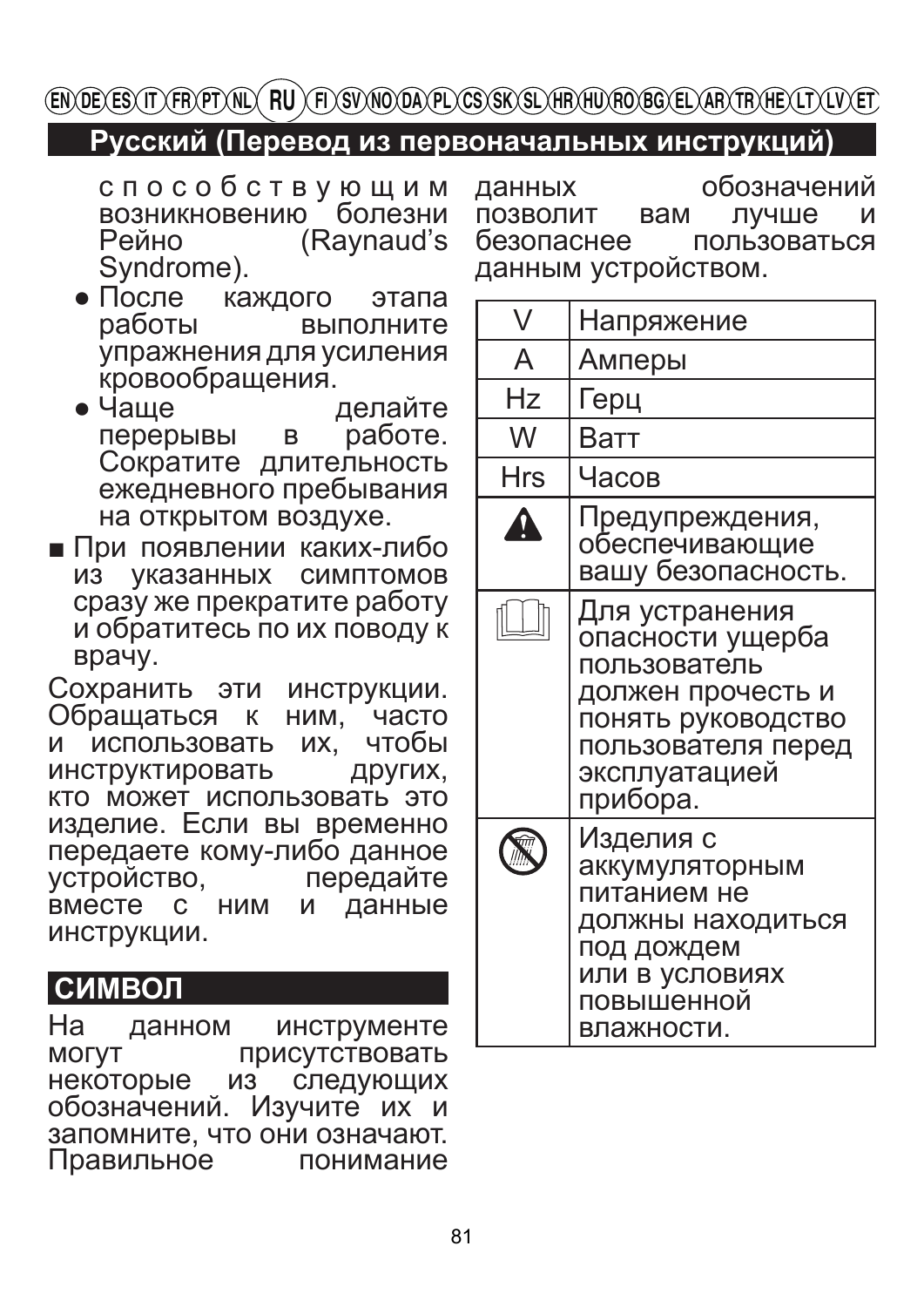EN DE ES IT FR PT NL **RU** FI SV NO DA PL CS SK SL HR HU RO BG EL AR TR HE LT LV ET

## Русский (Перевод из первоначальных инструкций)

способствующим возникновению болезни Рейно (Raynaud's Syndrome).

- После каждого этапа работы выполните упражнения для усиления кровообращения.
- Чаще делайте перерывы в работе. Сократите длительность ежедневного пребывания на открытом воздухе.

■ При появлении каких-либо из указанных симптомов сразу же прекратите работу и обратитесь по их поводу к врачу.

Сохранить эти инструкции. Обращаться к ним, часто и использовать их, чтобы инструктировать других, кто может использовать это изделие. Если вы временно передаете кому-либо данное устройство, передайте вместе с ним и данные инструкции.

## СИМВОЛ

На данном инструменте могут присутствовать некоторые из следующих обозначений. Изучите их и запомните, что они означают. Правильное понимание данных обозначений позволит вам лучше и безопаснее пользоваться данным устройством.

| | |
|---|---|
| V | Напряжение |
| A | Амперы |
| Hz | Герц |
| W | Ватт |
| Hrs | Часов |
| ⚠ | Предупреждения, обеспечивающие вашу безопасность. |
| 📖 | Для устранения опасности ущерба пользователь должен прочесть и понять руководство пользователя перед эксплуатацией прибора. |
| 🚫 | Изделия с аккумуляторным питанием не должны находиться под дождем или в условиях повышенной влажности. |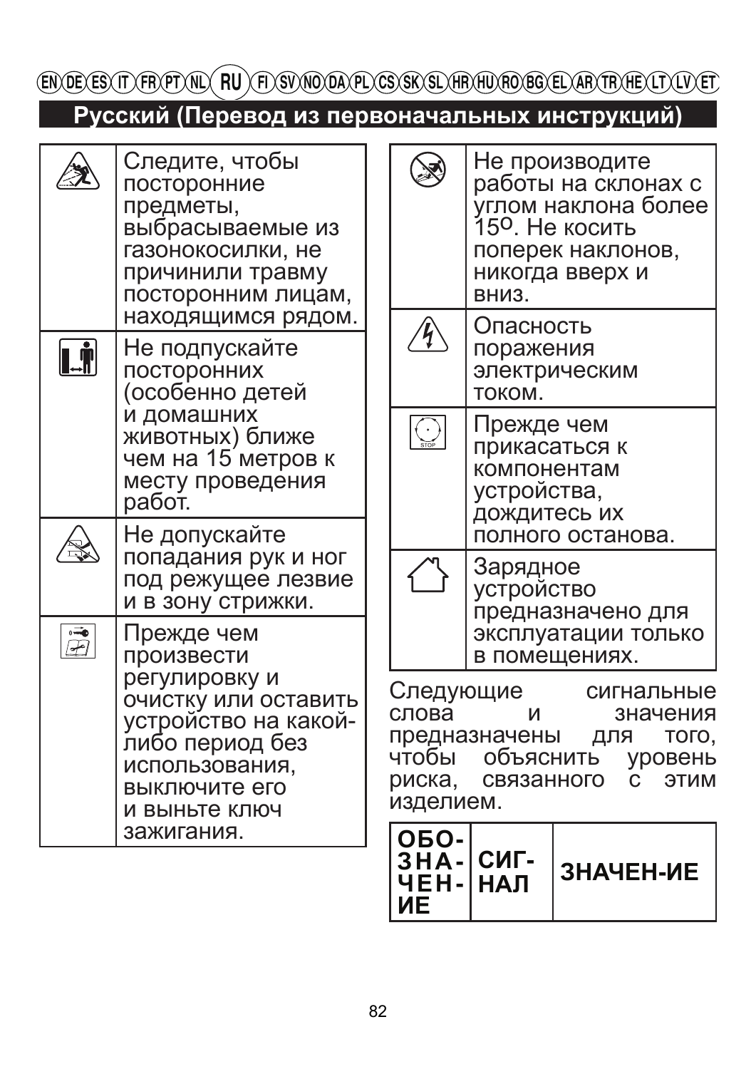EN DE ES IT FR PT NL **RU** FI SV NO DA PL CS SK SL HR HU RO BG EL AR TR HE LT LV ET

## Русский (Перевод из первоначальных инструкций)

| | |
|---|---|
| | Следите, чтобы посторонние предметы, выбрасываемые из газонокосилки, не причинили травму посторонним лицам, находящимся рядом. |
| | Не подпускайте посторонних (особенно детей и домашних животных) ближе чем на 15 метров к месту проведения работ. |
| | Не допускайте попадания рук и ног под режущее лезвие и в зону стрижки. |
| | Прежде чем произвести регулировку и очистку или оставить устройство на какой-либо период без использования, выключите его и выньте ключ зажигания. |
| | Не производите работы на склонах с углом наклона более 15°. Не косить поперек наклонов, никогда вверх и вниз. |
| | Опасность поражения электрическим током. |
| | Прежде чем прикасаться к компонентам устройства, дождитесь их полного останова. |
| | Зарядное устройство предназначено для эксплуатации только в помещениях. |

Следующие сигнальные слова и значения предназначены для того, чтобы объяснить уровень риска, связанного с этим изделием.

| ОБОЗНАЧЕНИЕ | СИГНАЛ | ЗНАЧЕН-ИЕ |
|---|---|---|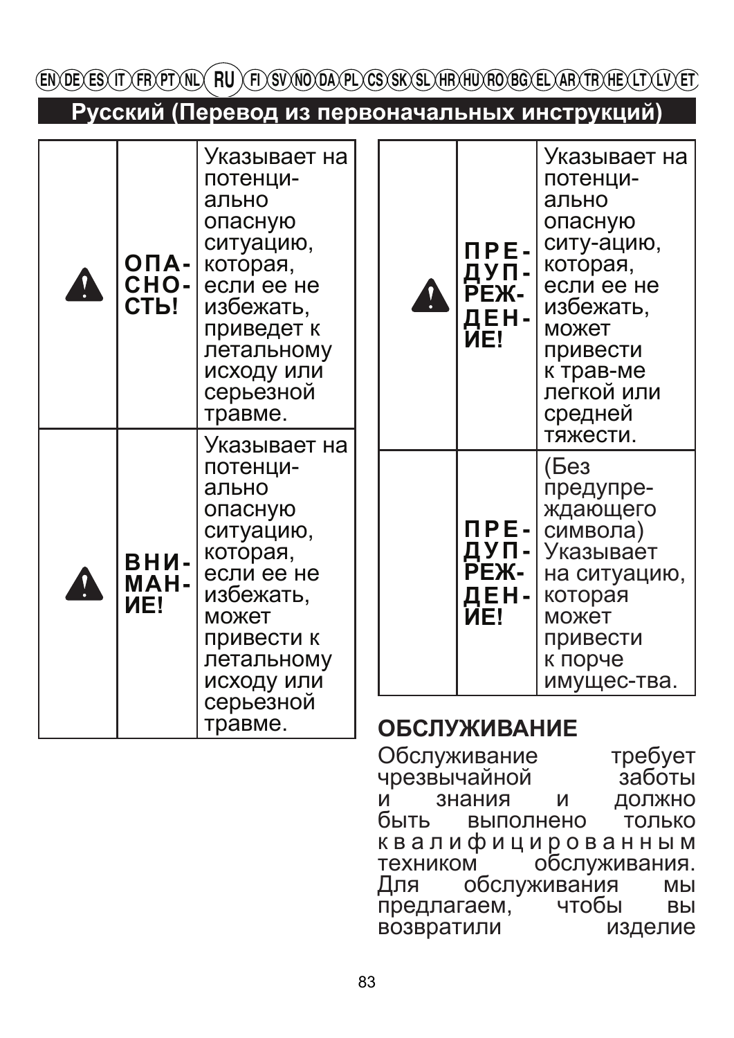EN DE ES IT FR PT NL **RU** FI SV NO DA PL CS SK SL HR HU RO BG EL AR TR HE LT LV ET

## Русский (Перевод из первоначальных инструкций)

| | | |
|---|---|---|
| ⚠ | **ОПАСНОСТЬ!** | Указывает на потенциально опасную ситуацию, которая, если ее не избежать, приведет к летальному исходу или серьезной травме. |
| ⚠ | **ВНИМАНИЕ!** | Указывает на потенциально опасную ситуацию, которая, если ее не избежать, может привести к летальному исходу или серьезной травме. |

| | | |
|---|---|---|
| ⚠ | **ПРЕДУПРЕЖДЕНИЕ!** | Указывает на потенциально опасную ситу-ацию, которая, если ее не избежать, может привести к трав-ме легкой или средней тяжести. |
| | **ПРЕДУПРЕЖДЕНИЕ!** | (Без предупреждающего символа) Указывает на ситуацию, которая может привести к порче имущес-тва. |

## ОБСЛУЖИВАНИЕ

Обслуживание требует чрезвычайной заботы и знания и должно быть выполнено только квалифицированным техником обслуживания. Для обслуживания мы предлагаем, чтобы вы возвратили изделие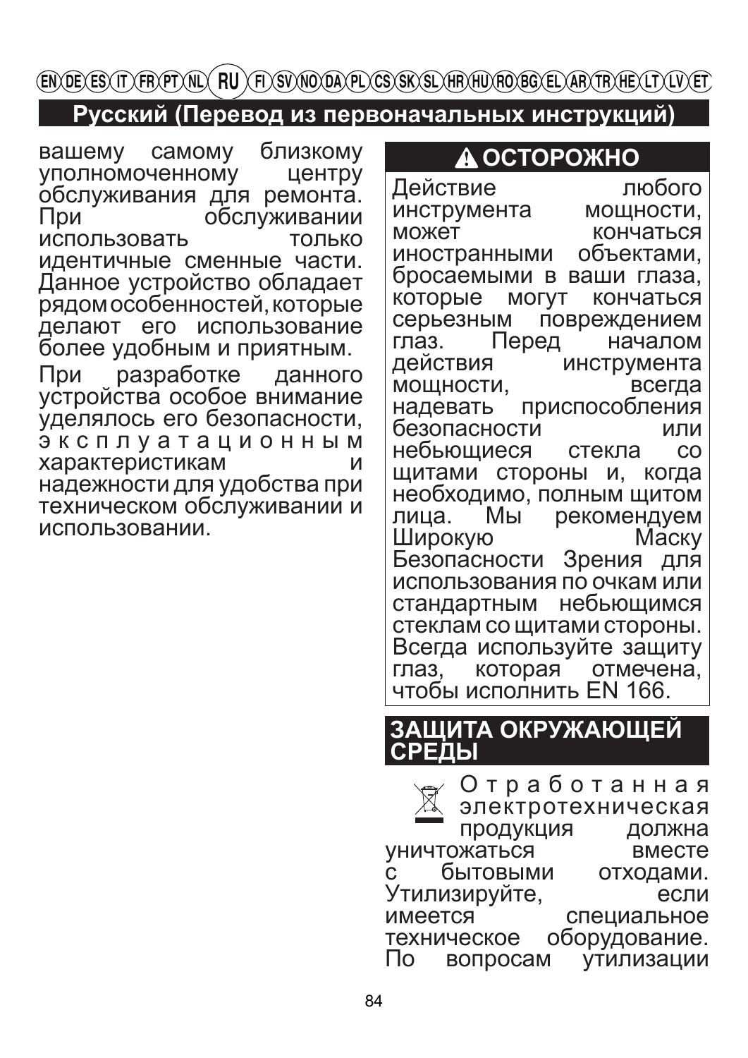## Русский (Перевод из первоначальных инструкций)

вашему самому близкому уполномоченному центру обслуживания для ремонта. При обслуживании использовать только идентичные сменные части. Данное устройство обладает рядом особенностей, которые делают его использование более удобным и приятным.

При разработке данного устройства особое внимание уделялось его безопасности, эксплуатационным характеристикам и надежности для удобства при техническом обслуживании и использовании.

### ⚠ ОСТОРОЖНО

Действие любого инструмента мощности, может кончаться иностранными объектами, бросаемыми в ваши глаза, которые могут кончаться серьезным повреждением глаз. Перед началом действия инструмента мощности, всегда надевать приспособления безопасности или небьющиеся стекла со щитами стороны и, когда необходимо, полным щитом лица. Мы рекомендуем Широкую Маску Безопасности Зрения для использования по очкам или стандартным небьющимся стеклам со щитами стороны. Всегда используйте защиту глаз, которая отмечена, чтобы исполнить EN 166.

## ЗАЩИТА ОКРУЖАЮЩЕЙ СРЕДЫ

Отработанная электротехническая продукция должна уничтожаться вместе с бытовыми отходами. Утилизируйте, если имеется специальное техническое оборудование. По вопросам утилизации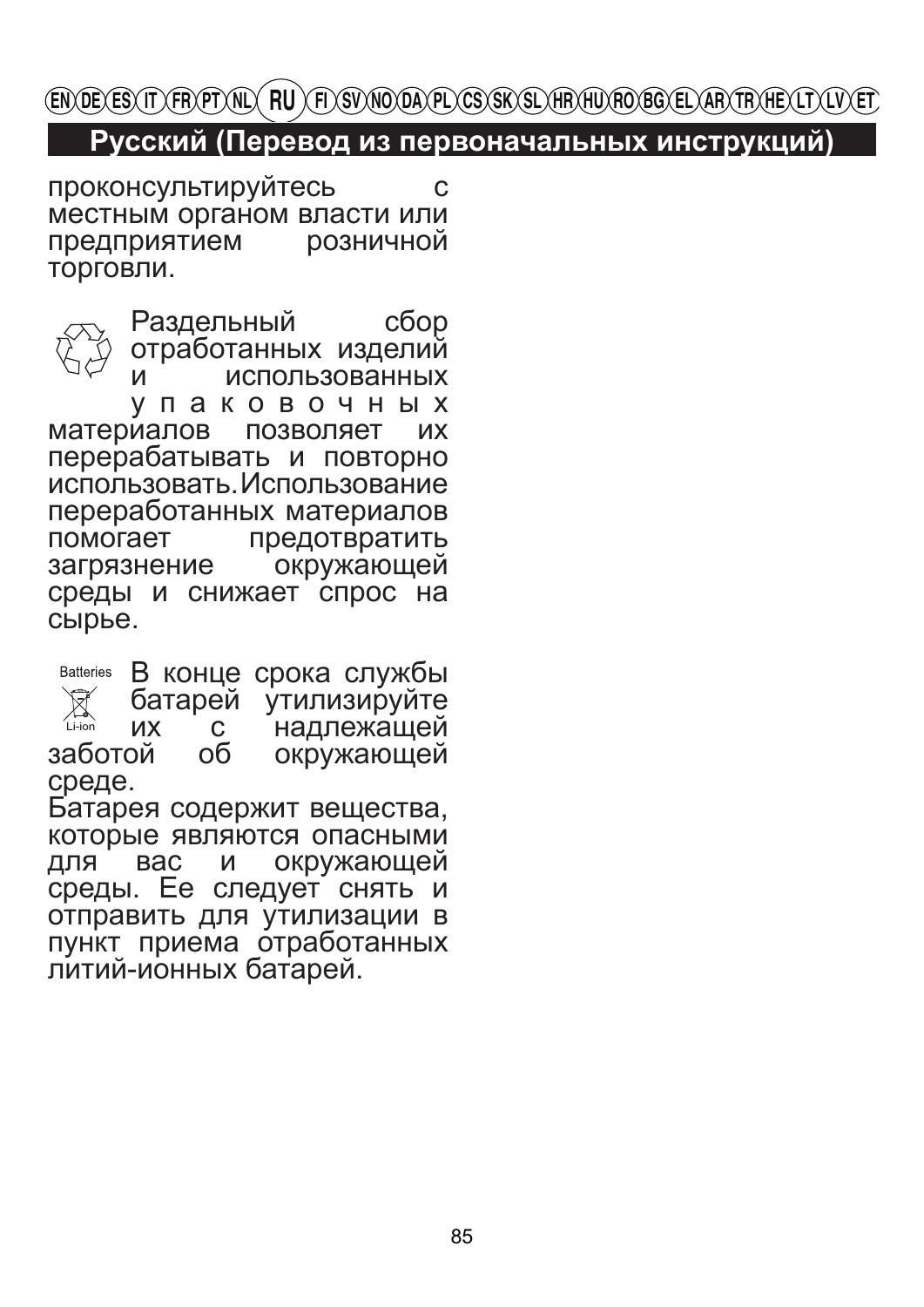## Русский (Перевод из первоначальных инструкций)

проконсультируйтесь с местным органом власти или предприятием розничной торговли.

Раздельный сбор отработанных изделий и использованных упаковочных материалов позволяет их перерабатывать и повторно использовать. Использование переработанных материалов помогает предотвратить загрязнение окружающей среды и снижает спрос на сырье.

Batteries

Li-ion

В конце срока службы батарей утилизируйте их с надлежащей заботой об окружающей среде.

Батарея содержит вещества, которые являются опасными для вас и окружающей среды. Ее следует снять и отправить для утилизации в пункт приема отработанных литий-ионных батарей.